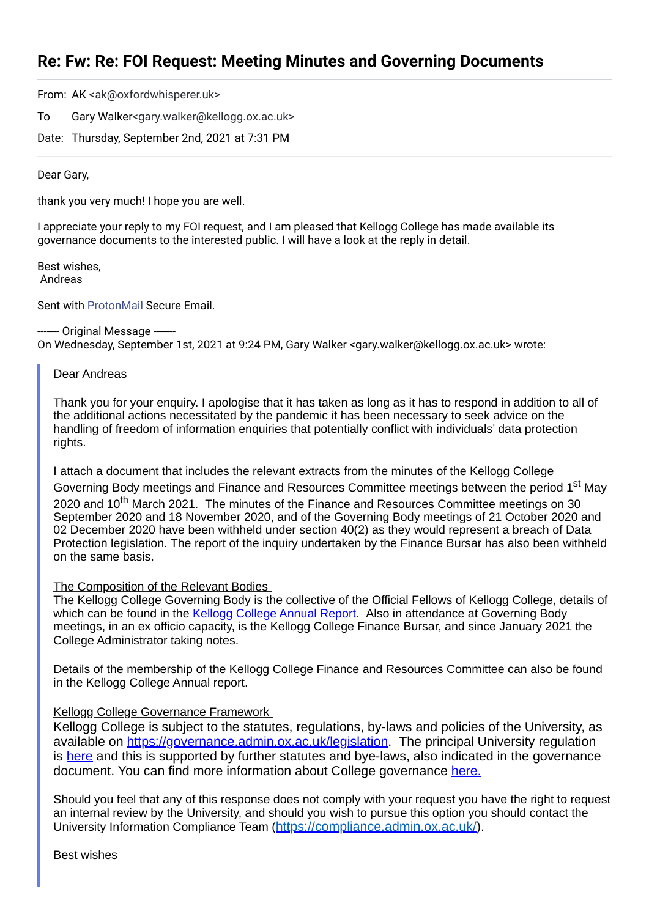# Re: Fw: Re: FOI Request: Meeting Minutes and Governing Documents

From: AK <ak@oxfordwhisperer.uk>

To Gary Walker<gary.walker@kellogg.ox.ac.uk>

Date: Thursday, September 2nd, 2021 at 7:31 PM

Dear Gary,

thank you very much! I hope you are well.

I appreciate your reply to my FOI request, and I am pleased that Kellogg College has made available its governance documents to the interested public. I will have a look at the reply in detail.

Best wishes,
Andreas

Sent with [ProtonMail](ProtonMail) Secure Email.

------- Original Message -------
On Wednesday, September 1st, 2021 at 9:24 PM, Gary Walker <gary.walker@kellogg.ox.ac.uk> wrote:

> Dear Andreas
>
> Thank you for your enquiry. I apologise that it has taken as long as it has to respond in addition to all of the additional actions necessitated by the pandemic it has been necessary to seek advice on the handling of freedom of information enquiries that potentially conflict with individuals' data protection rights.
>
> I attach a document that includes the relevant extracts from the minutes of the Kellogg College Governing Body meetings and Finance and Resources Committee meetings between the period 1st May 2020 and 10th March 2021. The minutes of the Finance and Resources Committee meetings on 30 September 2020 and 18 November 2020, and of the Governing Body meetings of 21 October 2020 and 02 December 2020 have been withheld under section 40(2) as they would represent a breach of Data Protection legislation. The report of the inquiry undertaken by the Finance Bursar has also been withheld on the same basis.
>
> The Composition of the Relevant Bodies
> The Kellogg College Governing Body is the collective of the Official Fellows of Kellogg College, details of which can be found in the Kellogg College Annual Report. Also in attendance at Governing Body meetings, in an ex officio capacity, is the Kellogg College Finance Bursar, and since January 2021 the College Administrator taking notes.
>
> Details of the membership of the Kellogg College Finance and Resources Committee can also be found in the Kellogg College Annual report.
>
> Kellogg College Governance Framework
> Kellogg College is subject to the statutes, regulations, by-laws and policies of the University, as available on https://governance.admin.ox.ac.uk/legislation. The principal University regulation is here and this is supported by further statutes and bye-laws, also indicated in the governance document. You can find more information about College governance here.
>
> Should you feel that any of this response does not comply with your request you have the right to request an internal review by the University, and should you wish to pursue this option you should contact the University Information Compliance Team (https://compliance.admin.ox.ac.uk/).
>
> Best wishes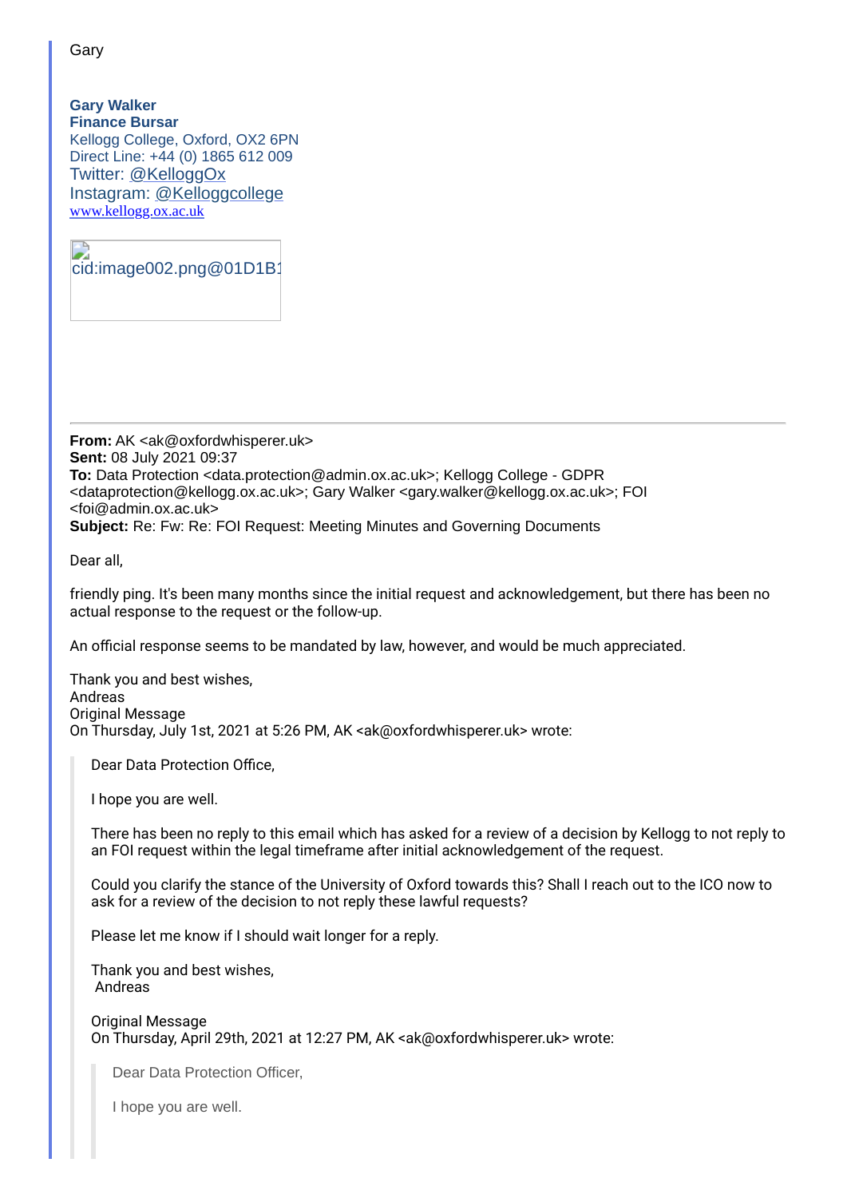Gary

**Gary Walker**
**Finance Bursar**
Kellogg College, Oxford, OX2 6PN
Direct Line: +44 (0) 1865 612 009
Twitter: @KelloggOx
Instagram: @Kelloggcollege
www.kellogg.ox.ac.uk

cid:image002.png@01D1B1

---

**From:** AK <ak@oxfordwhisperer.uk>
**Sent:** 08 July 2021 09:37
**To:** Data Protection <data.protection@admin.ox.ac.uk>; Kellogg College - GDPR <dataprotection@kellogg.ox.ac.uk>; Gary Walker <gary.walker@kellogg.ox.ac.uk>; FOI <foi@admin.ox.ac.uk>
**Subject:** Re: Fw: Re: FOI Request: Meeting Minutes and Governing Documents

Dear all,

friendly ping. It's been many months since the initial request and acknowledgement, but there has been no actual response to the request or the follow-up.

An official response seems to be mandated by law, however, and would be much appreciated.

Thank you and best wishes,
Andreas
Original Message
On Thursday, July 1st, 2021 at 5:26 PM, AK <ak@oxfordwhisperer.uk> wrote:

> Dear Data Protection Office,
>
> I hope you are well.
>
> There has been no reply to this email which has asked for a review of a decision by Kellogg to not reply to an FOI request within the legal timeframe after initial acknowledgement of the request.
>
> Could you clarify the stance of the University of Oxford towards this? Shall I reach out to the ICO now to ask for a review of the decision to not reply these lawful requests?
>
> Please let me know if I should wait longer for a reply.
>
> Thank you and best wishes,
> Andreas
>
> Original Message
> On Thursday, April 29th, 2021 at 12:27 PM, AK <ak@oxfordwhisperer.uk> wrote:
>
> > Dear Data Protection Officer,
> >
> > I hope you are well.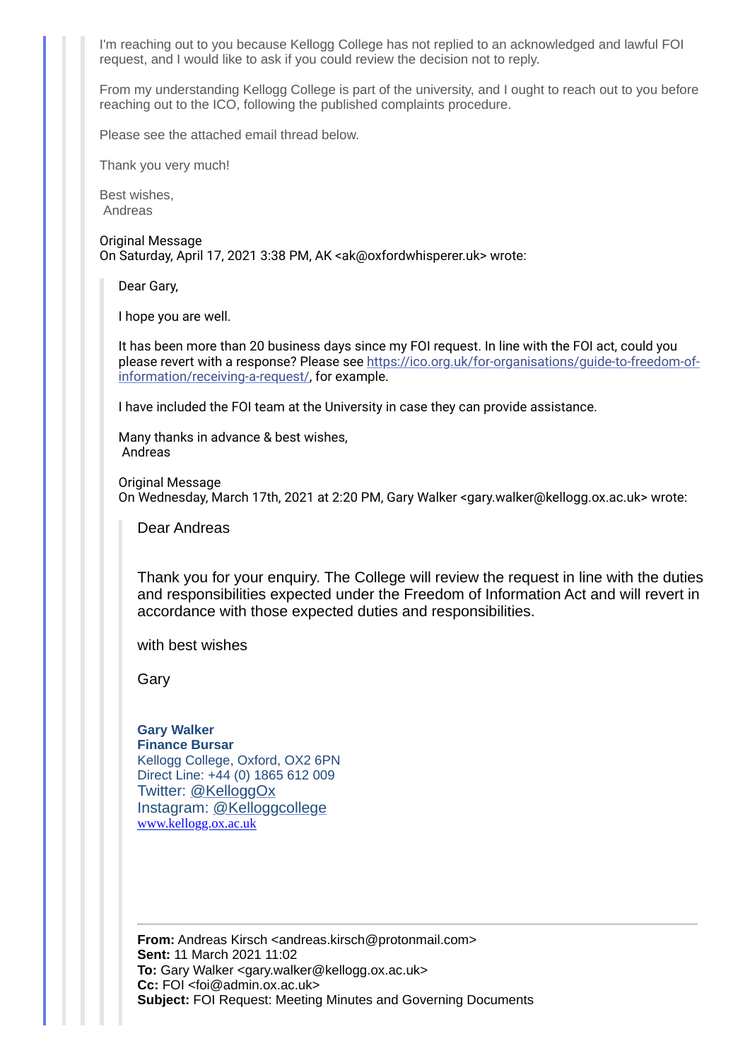I'm reaching out to you because Kellogg College has not replied to an acknowledged and lawful FOI request, and I would like to ask if you could review the decision not to reply.

From my understanding Kellogg College is part of the university, and I ought to reach out to you before reaching out to the ICO, following the published complaints procedure.

Please see the attached email thread below.

Thank you very much!

Best wishes,
Andreas

Original Message
On Saturday, April 17, 2021 3:38 PM, AK <ak@oxfordwhisperer.uk> wrote:

> Dear Gary,
>
> I hope you are well.
>
> It has been more than 20 business days since my FOI request. In line with the FOI act, could you please revert with a response? Please see https://ico.org.uk/for-organisations/guide-to-freedom-of-information/receiving-a-request/, for example.
>
> I have included the FOI team at the University in case they can provide assistance.
>
> Many thanks in advance & best wishes,
> Andreas
>
> Original Message
> On Wednesday, March 17th, 2021 at 2:20 PM, Gary Walker <gary.walker@kellogg.ox.ac.uk> wrote:
>
> > Dear Andreas
> >
> > Thank you for your enquiry. The College will review the request in line with the duties and responsibilities expected under the Freedom of Information Act and will revert in accordance with those expected duties and responsibilities.
> >
> > with best wishes
> >
> > Gary
> >
> > **Gary Walker**
> > **Finance Bursar**
> > Kellogg College, Oxford, OX2 6PN
> > Direct Line: +44 (0) 1865 612 009
> > Twitter: @KelloggOx
> > Instagram: @Kelloggcollege
> > www.kellogg.ox.ac.uk
> >
> > ---
> >
> > **From:** Andreas Kirsch <andreas.kirsch@protonmail.com>
> > **Sent:** 11 March 2021 11:02
> > **To:** Gary Walker <gary.walker@kellogg.ox.ac.uk>
> > **Cc:** FOI <foi@admin.ox.ac.uk>
> > **Subject:** FOI Request: Meeting Minutes and Governing Documents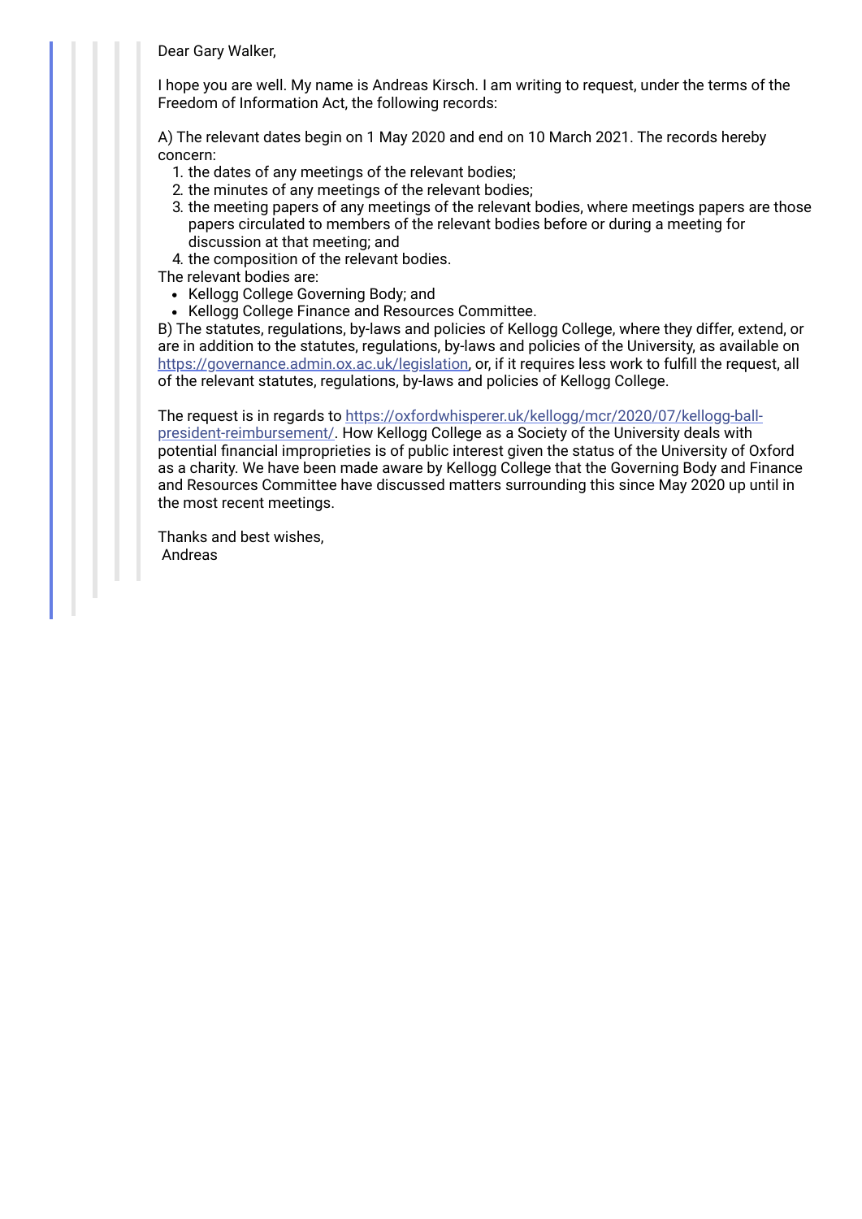Dear Gary Walker,

I hope you are well. My name is Andreas Kirsch. I am writing to request, under the terms of the Freedom of Information Act, the following records:

A) The relevant dates begin on 1 May 2020 and end on 10 March 2021. The records hereby concern:

1. the dates of any meetings of the relevant bodies;
2. the minutes of any meetings of the relevant bodies;
3. the meeting papers of any meetings of the relevant bodies, where meetings papers are those papers circulated to members of the relevant bodies before or during a meeting for discussion at that meeting; and
4. the composition of the relevant bodies.

The relevant bodies are:

- Kellogg College Governing Body; and
- Kellogg College Finance and Resources Committee.

B) The statutes, regulations, by-laws and policies of Kellogg College, where they differ, extend, or are in addition to the statutes, regulations, by-laws and policies of the University, as available on https://governance.admin.ox.ac.uk/legislation, or, if it requires less work to fulfill the request, all of the relevant statutes, regulations, by-laws and policies of Kellogg College.

The request is in regards to https://oxfordwhisperer.uk/kellogg/mcr/2020/07/kellogg-ball-president-reimbursement/. How Kellogg College as a Society of the University deals with potential financial improprieties is of public interest given the status of the University of Oxford as a charity. We have been made aware by Kellogg College that the Governing Body and Finance and Resources Committee have discussed matters surrounding this since May 2020 up until in the most recent meetings.

Thanks and best wishes,
Andreas